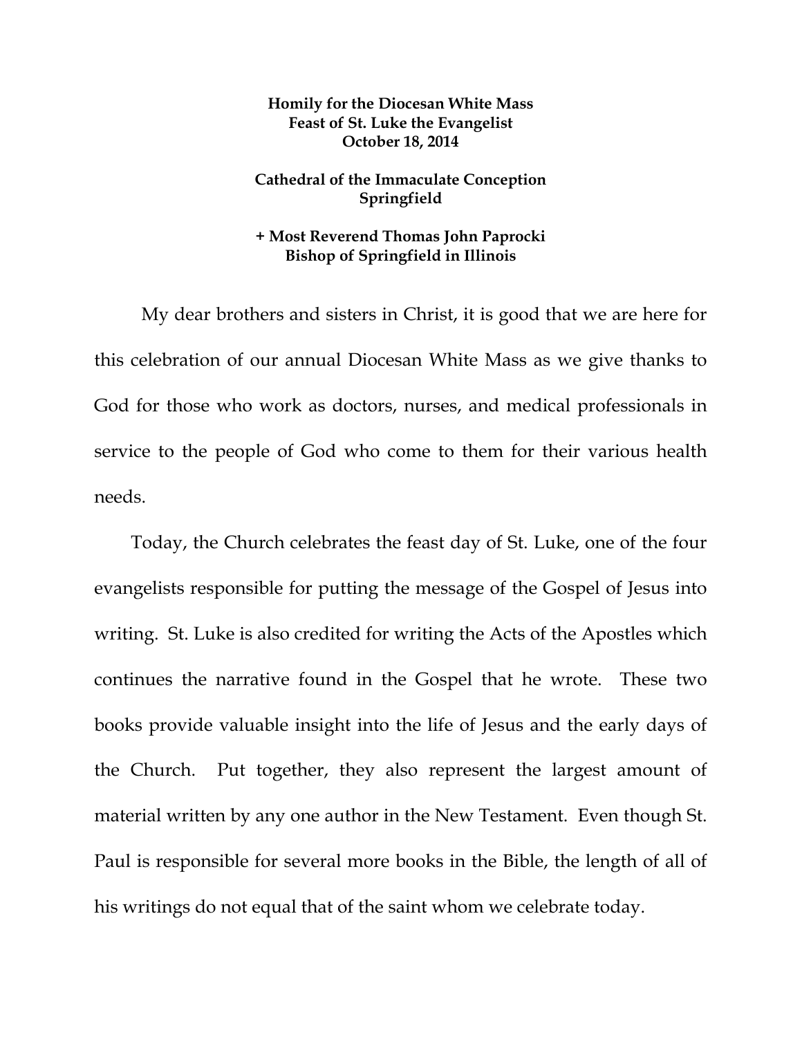**Homily for the Diocesan White Mass**
**Feast of St. Luke the Evangelist**
**October 18, 2014**

**Cathedral of the Immaculate Conception**
**Springfield**

**+ Most Reverend Thomas John Paprocki**
**Bishop of Springfield in Illinois**

My dear brothers and sisters in Christ, it is good that we are here for this celebration of our annual Diocesan White Mass as we give thanks to God for those who work as doctors, nurses, and medical professionals in service to the people of God who come to them for their various health needs.

Today, the Church celebrates the feast day of St. Luke, one of the four evangelists responsible for putting the message of the Gospel of Jesus into writing. St. Luke is also credited for writing the Acts of the Apostles which continues the narrative found in the Gospel that he wrote. These two books provide valuable insight into the life of Jesus and the early days of the Church. Put together, they also represent the largest amount of material written by any one author in the New Testament. Even though St. Paul is responsible for several more books in the Bible, the length of all of his writings do not equal that of the saint whom we celebrate today.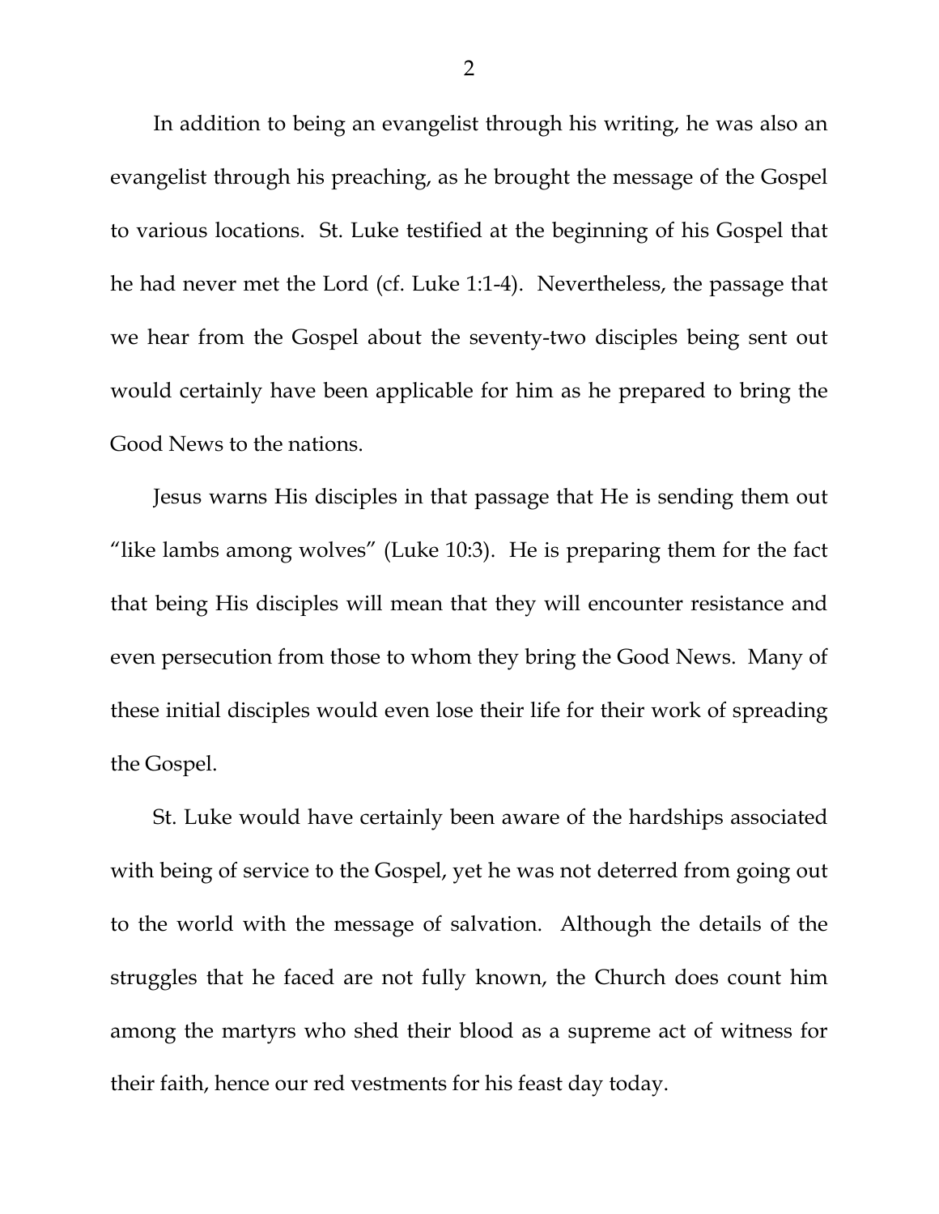In addition to being an evangelist through his writing, he was also an evangelist through his preaching, as he brought the message of the Gospel to various locations. St. Luke testified at the beginning of his Gospel that he had never met the Lord (cf. Luke 1:1-4). Nevertheless, the passage that we hear from the Gospel about the seventy-two disciples being sent out would certainly have been applicable for him as he prepared to bring the Good News to the nations.

Jesus warns His disciples in that passage that He is sending them out "like lambs among wolves" (Luke 10:3). He is preparing them for the fact that being His disciples will mean that they will encounter resistance and even persecution from those to whom they bring the Good News. Many of these initial disciples would even lose their life for their work of spreading the Gospel.

St. Luke would have certainly been aware of the hardships associated with being of service to the Gospel, yet he was not deterred from going out to the world with the message of salvation. Although the details of the struggles that he faced are not fully known, the Church does count him among the martyrs who shed their blood as a supreme act of witness for their faith, hence our red vestments for his feast day today.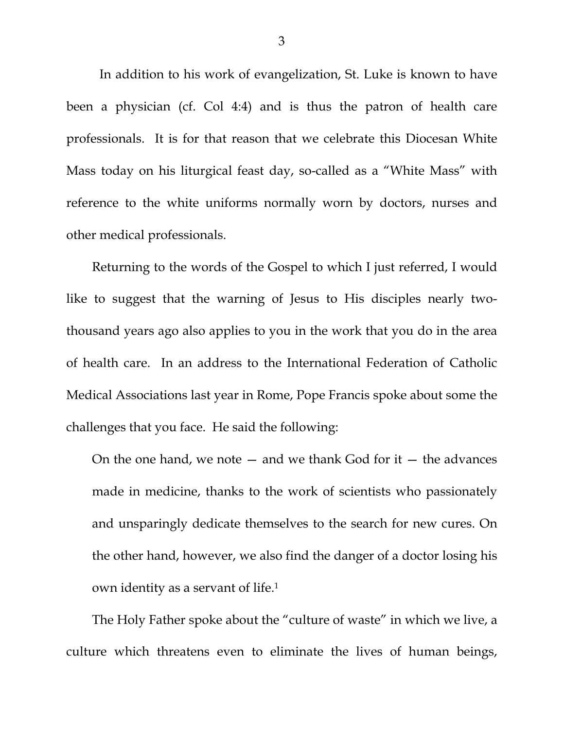In addition to his work of evangelization, St. Luke is known to have been a physician (cf. Col 4:4) and is thus the patron of health care professionals. It is for that reason that we celebrate this Diocesan White Mass today on his liturgical feast day, so-called as a "White Mass" with reference to the white uniforms normally worn by doctors, nurses and other medical professionals.

Returning to the words of the Gospel to which I just referred, I would like to suggest that the warning of Jesus to His disciples nearly two-thousand years ago also applies to you in the work that you do in the area of health care. In an address to the International Federation of Catholic Medical Associations last year in Rome, Pope Francis spoke about some the challenges that you face. He said the following:

> On the one hand, we note — and we thank God for it — the advances made in medicine, thanks to the work of scientists who passionately and unsparingly dedicate themselves to the search for new cures. On the other hand, however, we also find the danger of a doctor losing his own identity as a servant of life.[1]

The Holy Father spoke about the "culture of waste" in which we live, a culture which threatens even to eliminate the lives of human beings,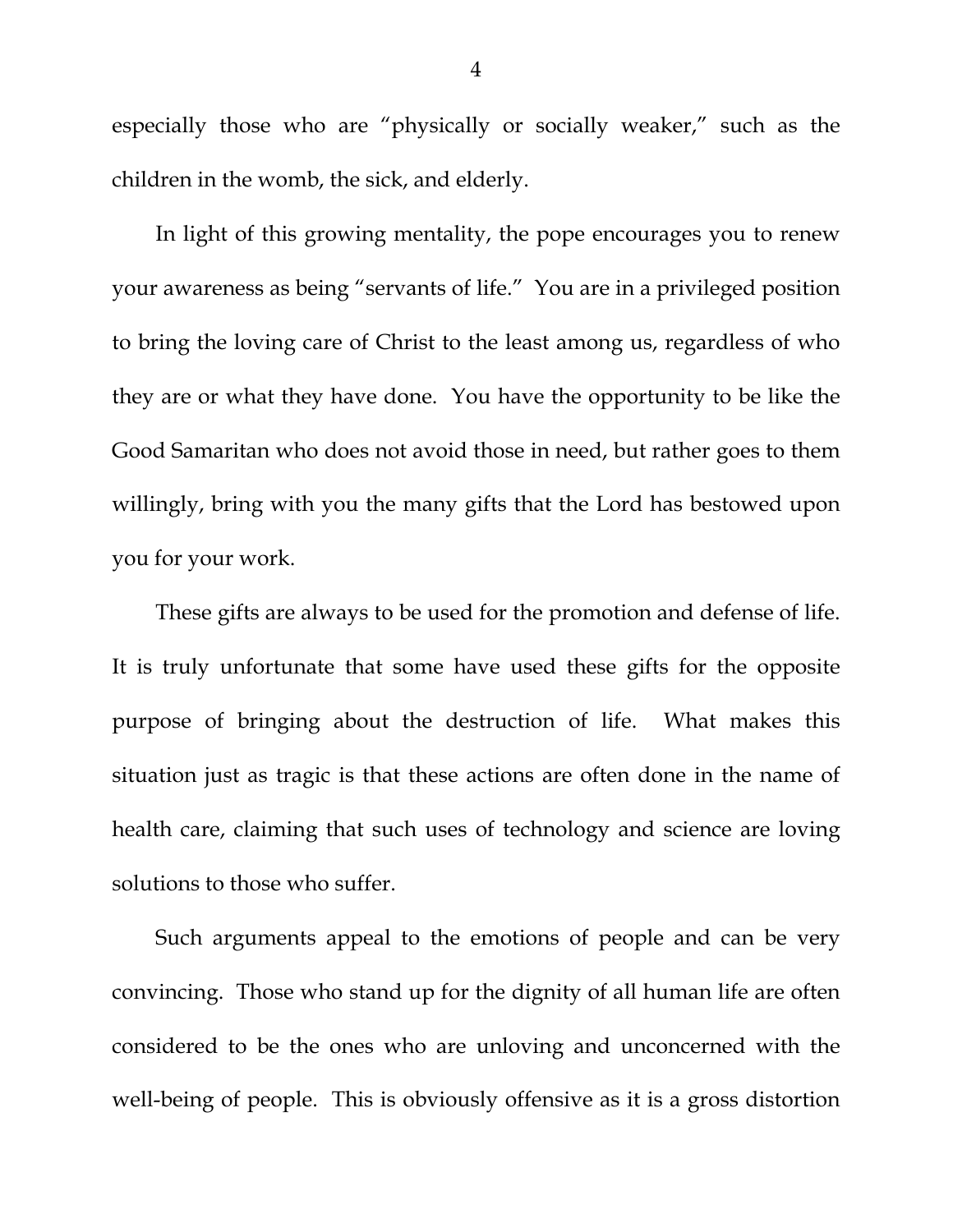especially those who are "physically or socially weaker," such as the children in the womb, the sick, and elderly.

In light of this growing mentality, the pope encourages you to renew your awareness as being "servants of life." You are in a privileged position to bring the loving care of Christ to the least among us, regardless of who they are or what they have done. You have the opportunity to be like the Good Samaritan who does not avoid those in need, but rather goes to them willingly, bring with you the many gifts that the Lord has bestowed upon you for your work.

These gifts are always to be used for the promotion and defense of life. It is truly unfortunate that some have used these gifts for the opposite purpose of bringing about the destruction of life. What makes this situation just as tragic is that these actions are often done in the name of health care, claiming that such uses of technology and science are loving solutions to those who suffer.

Such arguments appeal to the emotions of people and can be very convincing. Those who stand up for the dignity of all human life are often considered to be the ones who are unloving and unconcerned with the well-being of people. This is obviously offensive as it is a gross distortion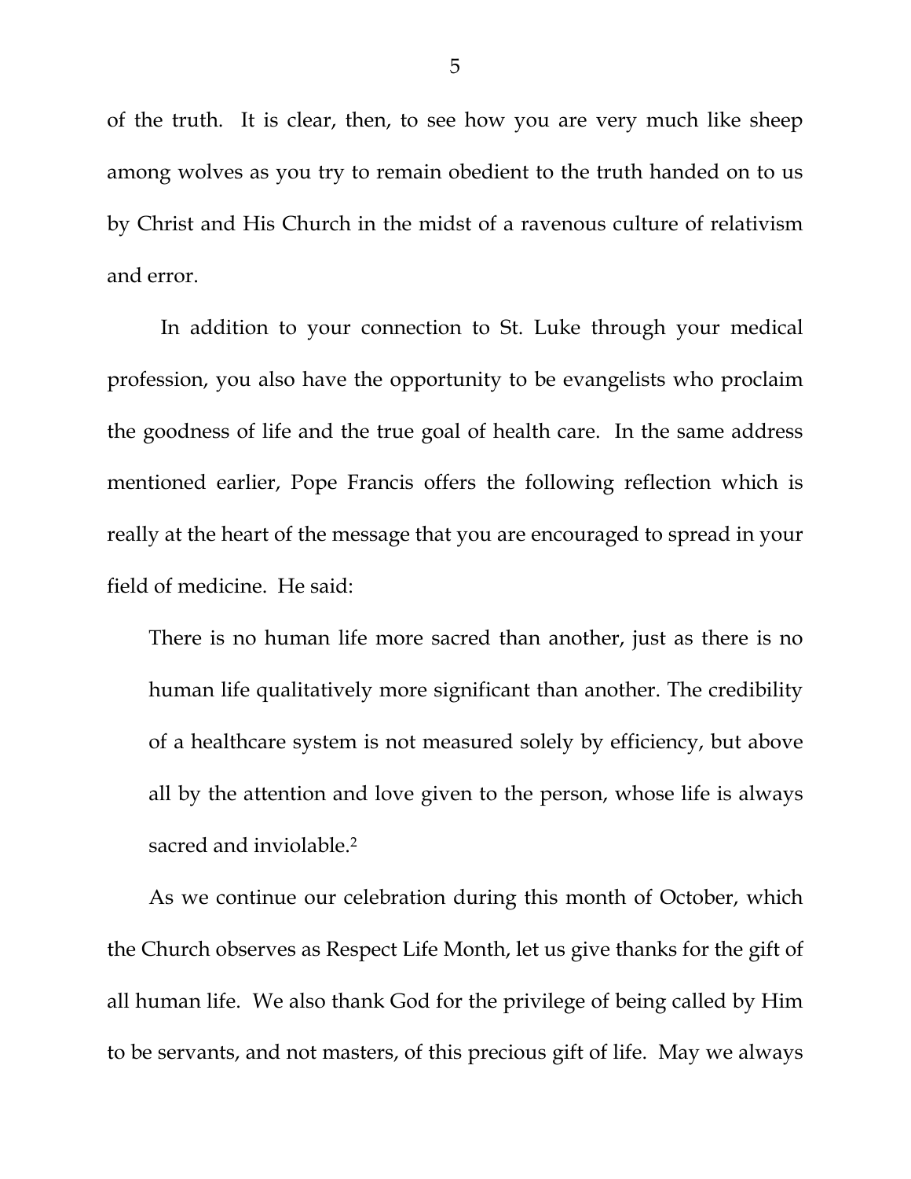of the truth. It is clear, then, to see how you are very much like sheep among wolves as you try to remain obedient to the truth handed on to us by Christ and His Church in the midst of a ravenous culture of relativism and error.

In addition to your connection to St. Luke through your medical profession, you also have the opportunity to be evangelists who proclaim the goodness of life and the true goal of health care. In the same address mentioned earlier, Pope Francis offers the following reflection which is really at the heart of the message that you are encouraged to spread in your field of medicine. He said:

> There is no human life more sacred than another, just as there is no human life qualitatively more significant than another. The credibility of a healthcare system is not measured solely by efficiency, but above all by the attention and love given to the person, whose life is always sacred and inviolable.[2]

As we continue our celebration during this month of October, which the Church observes as Respect Life Month, let us give thanks for the gift of all human life. We also thank God for the privilege of being called by Him to be servants, and not masters, of this precious gift of life. May we always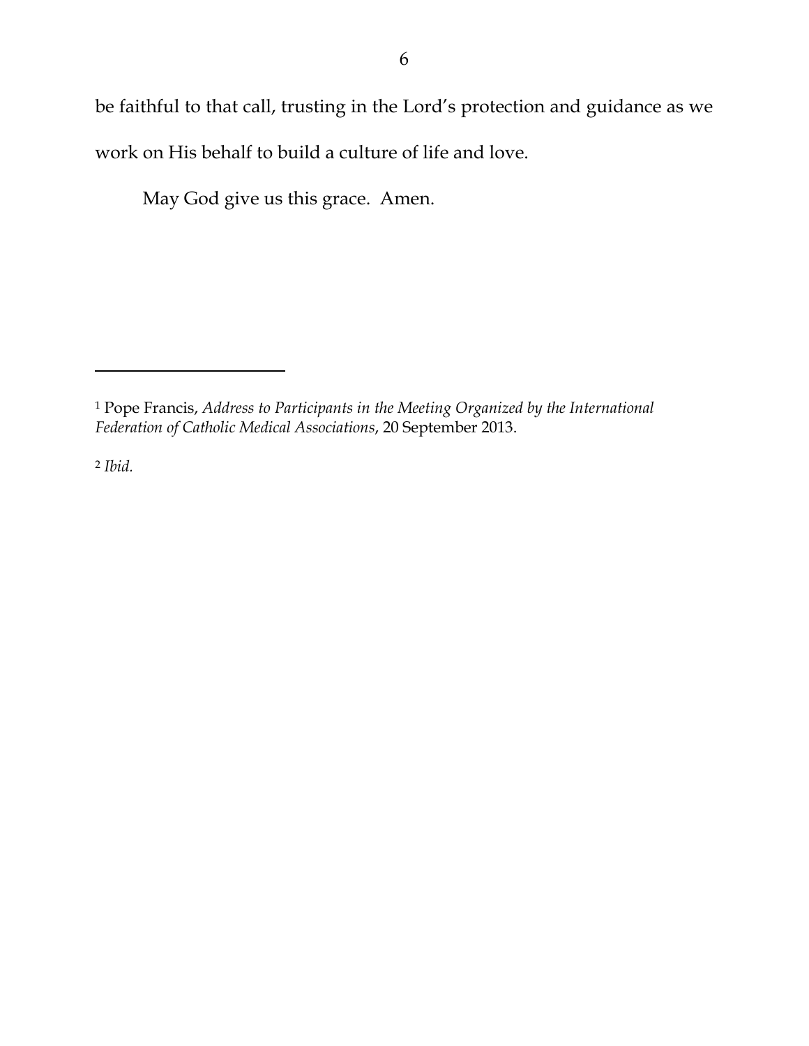be faithful to that call, trusting in the Lord's protection and guidance as we work on His behalf to build a culture of life and love.

May God give us this grace. Amen.

---

[1] Pope Francis, *Address to Participants in the Meeting Organized by the International Federation of Catholic Medical Associations*, 20 September 2013.

[2] *Ibid.*